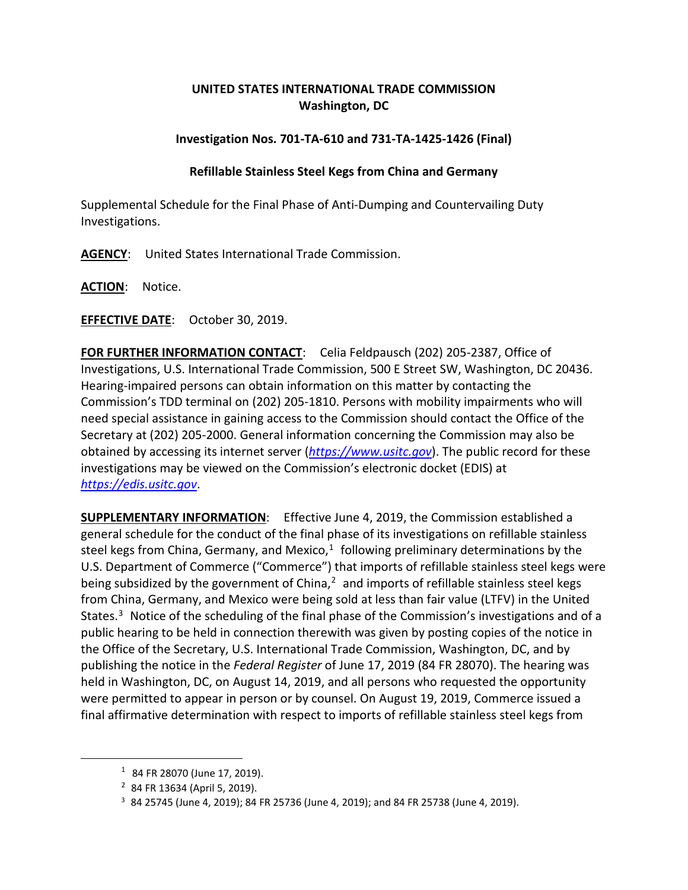**UNITED STATES INTERNATIONAL TRADE COMMISSION**
**Washington, DC**

**Investigation Nos. 701-TA-610 and 731-TA-1425-1426 (Final)**

**Refillable Stainless Steel Kegs from China and Germany**

Supplemental Schedule for the Final Phase of Anti-Dumping and Countervailing Duty Investigations.

**AGENCY**: United States International Trade Commission.

**ACTION**: Notice.

**EFFECTIVE DATE**: October 30, 2019.

**FOR FURTHER INFORMATION CONTACT**: Celia Feldpausch (202) 205-2387, Office of Investigations, U.S. International Trade Commission, 500 E Street SW, Washington, DC 20436. Hearing-impaired persons can obtain information on this matter by contacting the Commission's TDD terminal on (202) 205-1810. Persons with mobility impairments who will need special assistance in gaining access to the Commission should contact the Office of the Secretary at (202) 205-2000. General information concerning the Commission may also be obtained by accessing its internet server (*https://www.usitc.gov*). The public record for these investigations may be viewed on the Commission's electronic docket (EDIS) at *https://edis.usitc.gov*.

**SUPPLEMENTARY INFORMATION**: Effective June 4, 2019, the Commission established a general schedule for the conduct of the final phase of its investigations on refillable stainless steel kegs from China, Germany, and Mexico,[1] following preliminary determinations by the U.S. Department of Commerce ("Commerce") that imports of refillable stainless steel kegs were being subsidized by the government of China,[2] and imports of refillable stainless steel kegs from China, Germany, and Mexico were being sold at less than fair value (LTFV) in the United States.[3] Notice of the scheduling of the final phase of the Commission's investigations and of a public hearing to be held in connection therewith was given by posting copies of the notice in the Office of the Secretary, U.S. International Trade Commission, Washington, DC, and by publishing the notice in the *Federal Register* of June 17, 2019 (84 FR 28070). The hearing was held in Washington, DC, on August 14, 2019, and all persons who requested the opportunity were permitted to appear in person or by counsel. On August 19, 2019, Commerce issued a final affirmative determination with respect to imports of refillable stainless steel kegs from

---

[1] 84 FR 28070 (June 17, 2019).

[2] 84 FR 13634 (April 5, 2019).

[3] 84 25745 (June 4, 2019); 84 FR 25736 (June 4, 2019); and 84 FR 25738 (June 4, 2019).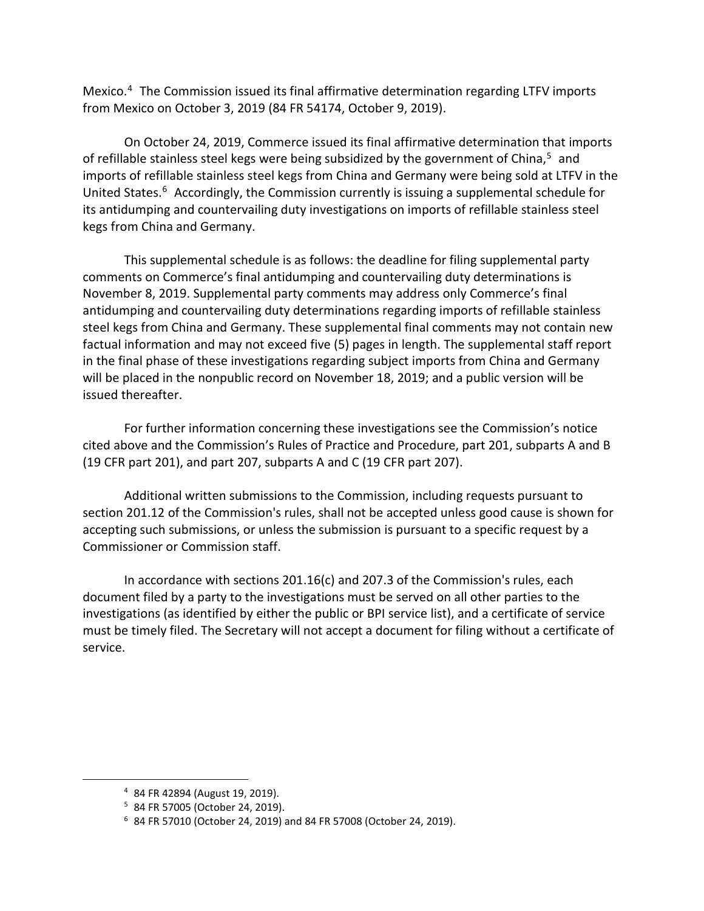Mexico.[4] The Commission issued its final affirmative determination regarding LTFV imports from Mexico on October 3, 2019 (84 FR 54174, October 9, 2019).

On October 24, 2019, Commerce issued its final affirmative determination that imports of refillable stainless steel kegs were being subsidized by the government of China,[5] and imports of refillable stainless steel kegs from China and Germany were being sold at LTFV in the United States.[6] Accordingly, the Commission currently is issuing a supplemental schedule for its antidumping and countervailing duty investigations on imports of refillable stainless steel kegs from China and Germany.

This supplemental schedule is as follows: the deadline for filing supplemental party comments on Commerce's final antidumping and countervailing duty determinations is November 8, 2019. Supplemental party comments may address only Commerce's final antidumping and countervailing duty determinations regarding imports of refillable stainless steel kegs from China and Germany. These supplemental final comments may not contain new factual information and may not exceed five (5) pages in length. The supplemental staff report in the final phase of these investigations regarding subject imports from China and Germany will be placed in the nonpublic record on November 18, 2019; and a public version will be issued thereafter.

For further information concerning these investigations see the Commission's notice cited above and the Commission's Rules of Practice and Procedure, part 201, subparts A and B (19 CFR part 201), and part 207, subparts A and C (19 CFR part 207).

Additional written submissions to the Commission, including requests pursuant to section 201.12 of the Commission's rules, shall not be accepted unless good cause is shown for accepting such submissions, or unless the submission is pursuant to a specific request by a Commissioner or Commission staff.

In accordance with sections 201.16(c) and 207.3 of the Commission's rules, each document filed by a party to the investigations must be served on all other parties to the investigations (as identified by either the public or BPI service list), and a certificate of service must be timely filed. The Secretary will not accept a document for filing without a certificate of service.

---

[4] 84 FR 42894 (August 19, 2019).

[5] 84 FR 57005 (October 24, 2019).

[6] 84 FR 57010 (October 24, 2019) and 84 FR 57008 (October 24, 2019).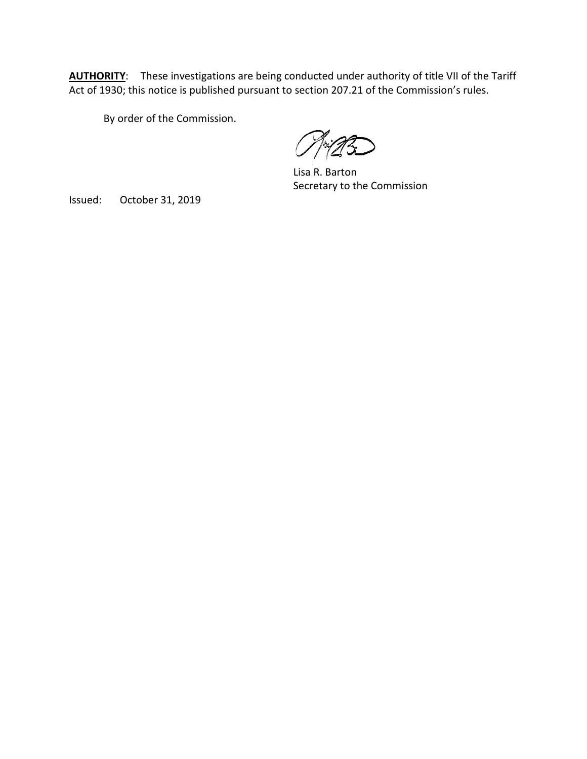**AUTHORITY**: These investigations are being conducted under authority of title VII of the Tariff Act of 1930; this notice is published pursuant to section 207.21 of the Commission's rules.

By order of the Commission.

Lisa R. Barton
Secretary to the Commission

Issued: October 31, 2019